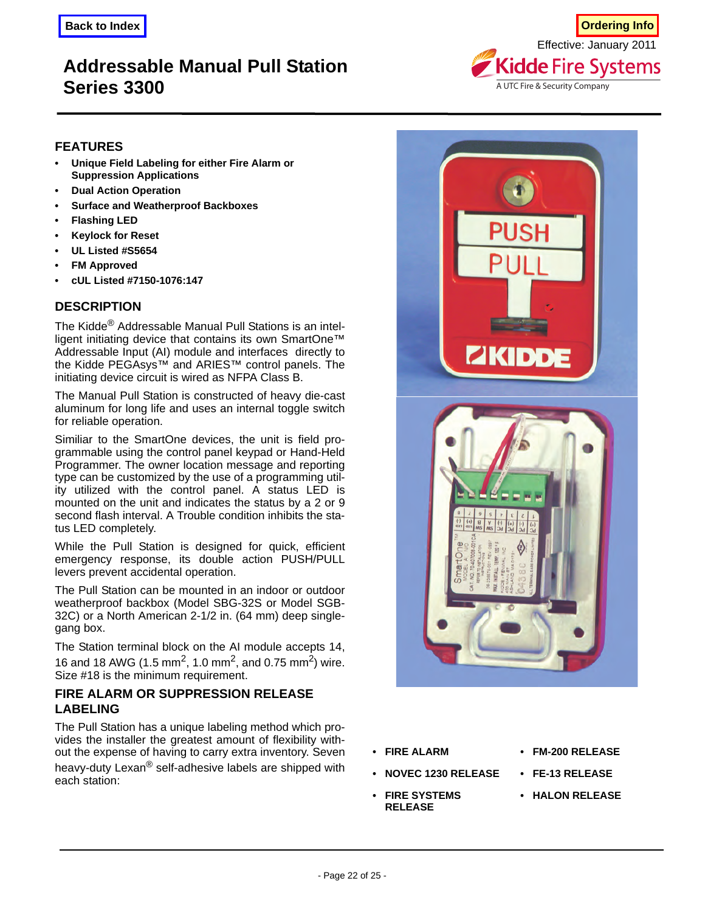Back to Index

Ordering Info

Effective: January 2011

# Addressable Manual Pull Station Series 3300

## FEATURES

- **Unique Field Labeling for either Fire Alarm or Suppression Applications**
- **Dual Action Operation**
- **Surface and Weatherproof Backboxes**
- **Flashing LED**
- **Keylock for Reset**
- **UL Listed #S5654**
- **FM Approved**
- **cUL Listed #7150-1076:147**

## DESCRIPTION

The Kidde® Addressable Manual Pull Stations is an intelligent initiating device that contains its own SmartOne™ Addressable Input (AI) module and interfaces directly to the Kidde PEGAsys™ and ARIES™ control panels. The initiating device circuit is wired as NFPA Class B.

The Manual Pull Station is constructed of heavy die-cast aluminum for long life and uses an internal toggle switch for reliable operation.

Similiar to the SmartOne devices, the unit is field programmable using the control panel keypad or Hand-Held Programmer. The owner location message and reporting type can be customized by the use of a programming utility utilized with the control panel. A status LED is mounted on the unit and indicates the status by a 2 or 9 second flash interval. A Trouble condition inhibits the status LED completely.

While the Pull Station is designed for quick, efficient emergency response, its double action PUSH/PULL levers prevent accidental operation.

The Pull Station can be mounted in an indoor or outdoor weatherproof backbox (Model SBG-32S or Model SGB-32C) or a North American 2-1/2 in. (64 mm) deep single-gang box.

The Station terminal block on the AI module accepts 14, 16 and 18 AWG (1.5 mm$^2$, 1.0 mm$^2$, and 0.75 mm$^2$) wire. Size #18 is the minimum requirement.

## FIRE ALARM OR SUPPRESSION RELEASE LABELING

The Pull Station has a unique labeling method which provides the installer the greatest amount of flexibility without the expense of having to carry extra inventory. Seven heavy-duty Lexan® self-adhesive labels are shipped with each station:

- **FIRE ALARM**
- **NOVEC 1230 RELEASE**
- **FIRE SYSTEMS RELEASE**
- **FM-200 RELEASE**
- **FE-13 RELEASE**
- **HALON RELEASE**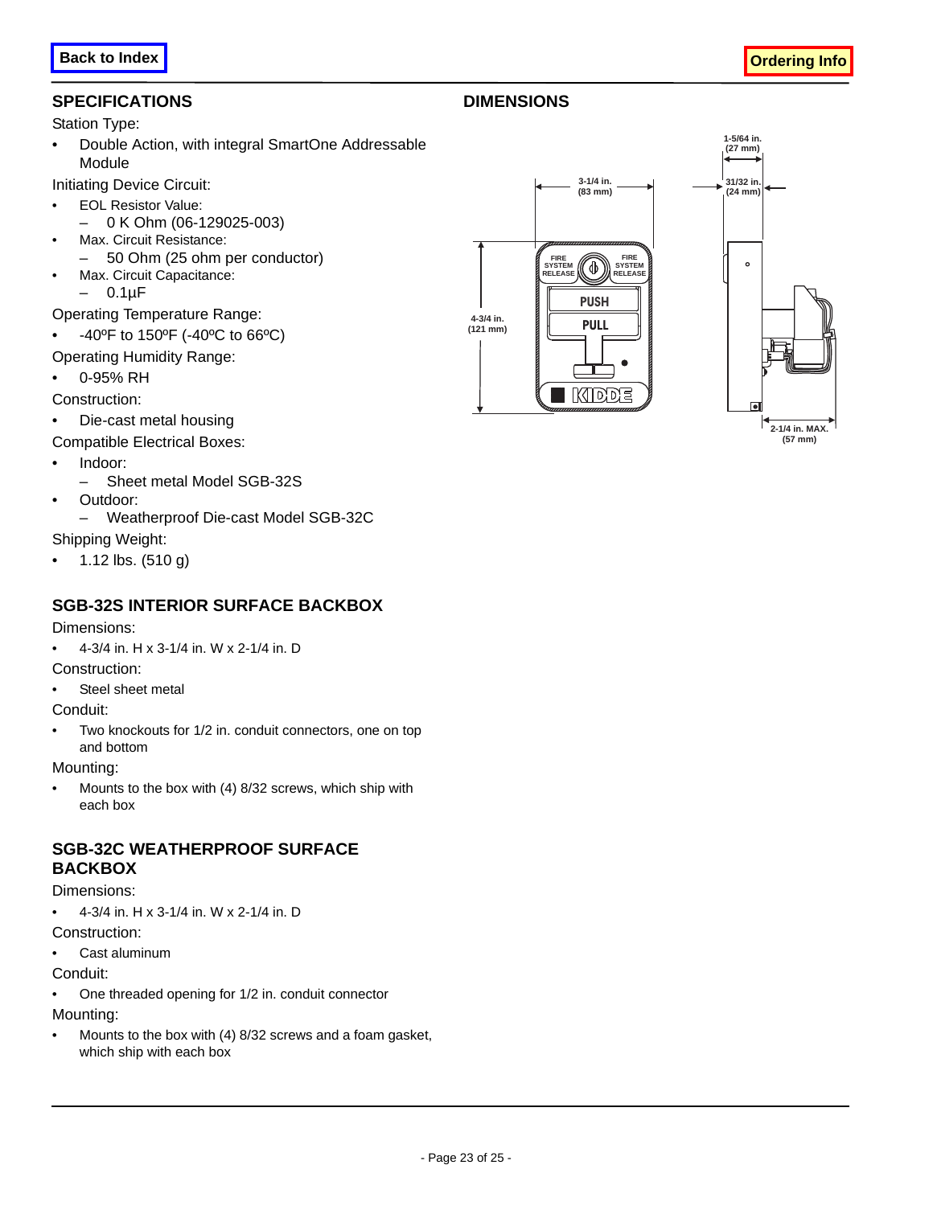Back to Index

Ordering Info

## SPECIFICATIONS

Station Type:

- Double Action, with integral SmartOne Addressable Module

Initiating Device Circuit:

- EOL Resistor Value:
  - 0 K Ohm (06-129025-003)
- Max. Circuit Resistance:
  - 50 Ohm (25 ohm per conductor)
- Max. Circuit Capacitance:
  - 0.1µF

Operating Temperature Range:

- -40ºF to 150ºF (-40ºC to 66ºC)

Operating Humidity Range:

- 0-95% RH

Construction:

- Die-cast metal housing

Compatible Electrical Boxes:

- Indoor:
  - Sheet metal Model SGB-32S
- Outdoor:
  - Weatherproof Die-cast Model SGB-32C

Shipping Weight:

- 1.12 lbs. (510 g)

## SGB-32S INTERIOR SURFACE BACKBOX

Dimensions:

- 4-3/4 in. H x 3-1/4 in. W x 2-1/4 in. D

Construction:

- Steel sheet metal

Conduit:

- Two knockouts for 1/2 in. conduit connectors, one on top and bottom

Mounting:

- Mounts to the box with (4) 8/32 screws, which ship with each box

## SGB-32C WEATHERPROOF SURFACE BACKBOX

Dimensions:

- 4-3/4 in. H x 3-1/4 in. W x 2-1/4 in. D

Construction:

- Cast aluminum

Conduit:

- One threaded opening for 1/2 in. conduit connector

Mounting:

- Mounts to the box with (4) 8/32 screws and a foam gasket, which ship with each box

## DIMENSIONS

3-1/4 in.
(83 mm)

4-3/4 in.
(121 mm)

FIRE SYSTEM RELEASE

FIRE SYSTEM RELEASE

PUSH

PULL

KIDDE

1-5/64 in.
(27 mm)

31/32 in.
(24 mm)

2-1/4 in. MAX.
(57 mm)